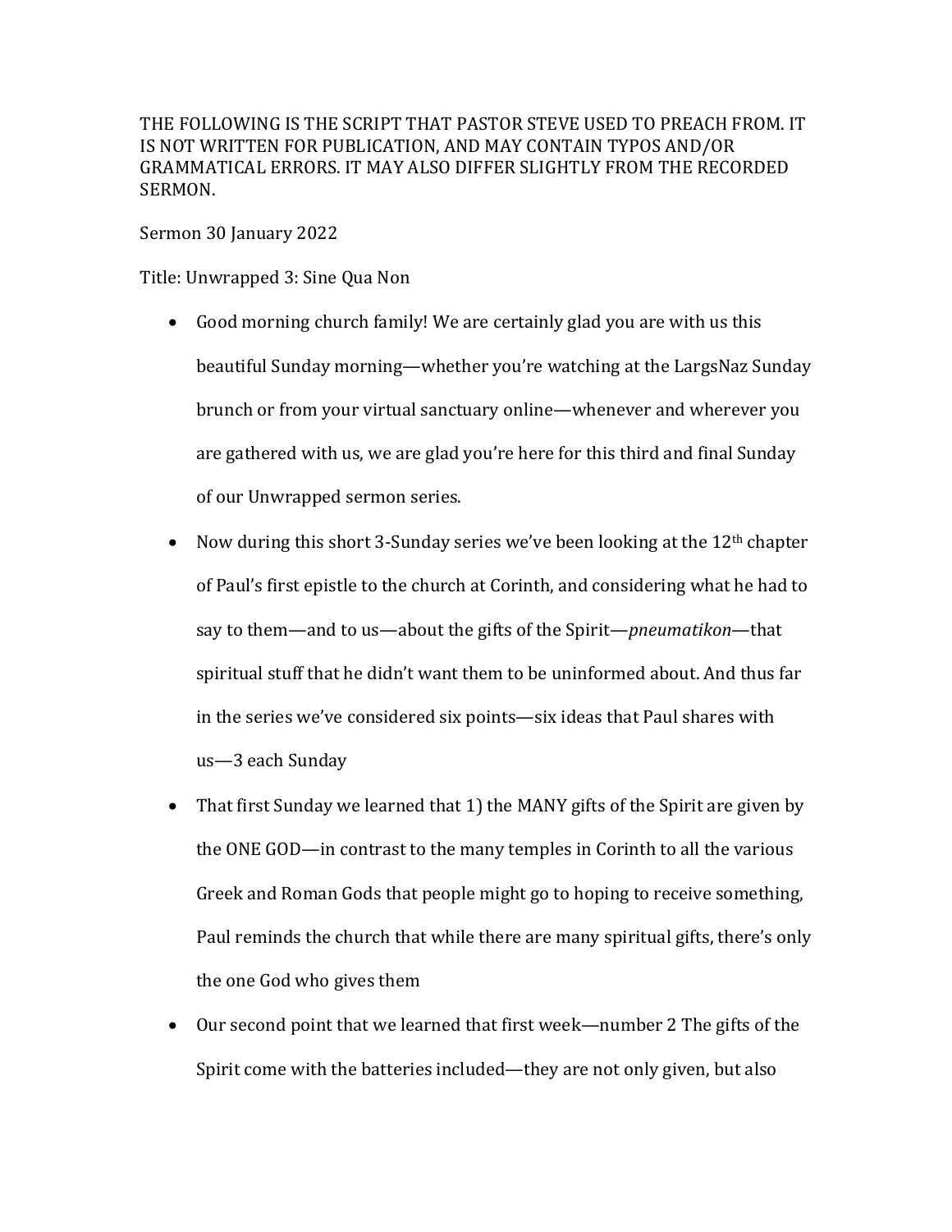THE FOLLOWING IS THE SCRIPT THAT PASTOR STEVE USED TO PREACH FROM. IT IS NOT WRITTEN FOR PUBLICATION, AND MAY CONTAIN TYPOS AND/OR GRAMMATICAL ERRORS. IT MAY ALSO DIFFER SLIGHTLY FROM THE RECORDED SERMON.

Sermon 30 January 2022

Title: Unwrapped 3: Sine Qua Non

- Good morning church family! We are certainly glad you are with us this beautiful Sunday morning—whether you're watching at the LargsNaz Sunday brunch or from your virtual sanctuary online—whenever and wherever you are gathered with us, we are glad you're here for this third and final Sunday of our Unwrapped sermon series.
- Now during this short 3-Sunday series we've been looking at the 12th chapter of Paul's first epistle to the church at Corinth, and considering what he had to say to them—and to us—about the gifts of the Spirit—*pneumatikon*—that spiritual stuff that he didn't want them to be uninformed about. And thus far in the series we've considered six points—six ideas that Paul shares with us—3 each Sunday
- That first Sunday we learned that 1) the MANY gifts of the Spirit are given by the ONE GOD—in contrast to the many temples in Corinth to all the various Greek and Roman Gods that people might go to hoping to receive something, Paul reminds the church that while there are many spiritual gifts, there's only the one God who gives them
- Our second point that we learned that first week—number 2 The gifts of the Spirit come with the batteries included—they are not only given, but also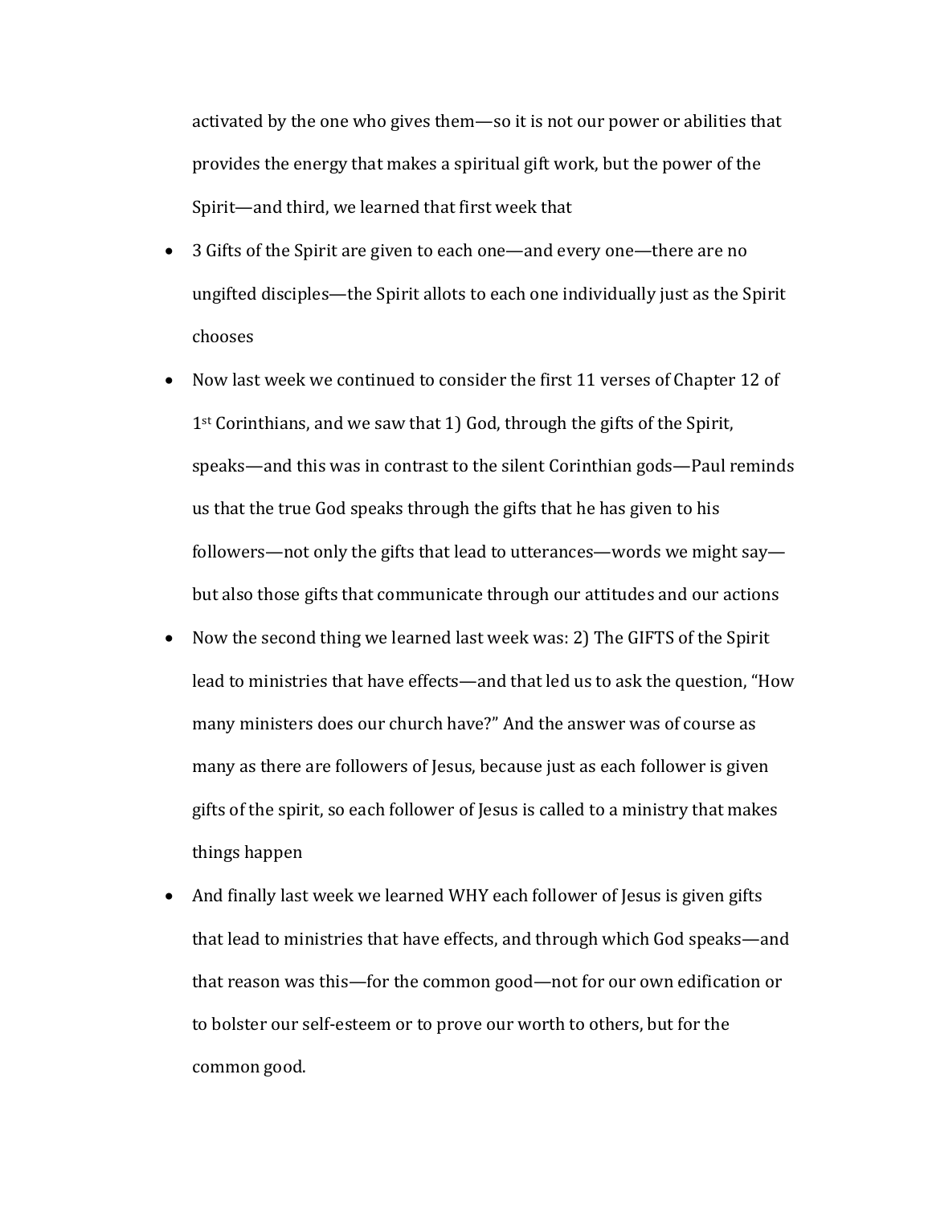activated by the one who gives them—so it is not our power or abilities that provides the energy that makes a spiritual gift work, but the power of the Spirit—and third, we learned that first week that

- 3 Gifts of the Spirit are given to each one—and every one—there are no ungifted disciples—the Spirit allots to each one individually just as the Spirit chooses
- Now last week we continued to consider the first 11 verses of Chapter 12 of 1st Corinthians, and we saw that 1) God, through the gifts of the Spirit, speaks—and this was in contrast to the silent Corinthian gods—Paul reminds us that the true God speaks through the gifts that he has given to his followers—not only the gifts that lead to utterances—words we might say—but also those gifts that communicate through our attitudes and our actions
- Now the second thing we learned last week was: 2) The GIFTS of the Spirit lead to ministries that have effects—and that led us to ask the question, "How many ministers does our church have?" And the answer was of course as many as there are followers of Jesus, because just as each follower is given gifts of the spirit, so each follower of Jesus is called to a ministry that makes things happen
- And finally last week we learned WHY each follower of Jesus is given gifts that lead to ministries that have effects, and through which God speaks—and that reason was this—for the common good—not for our own edification or to bolster our self-esteem or to prove our worth to others, but for the common good.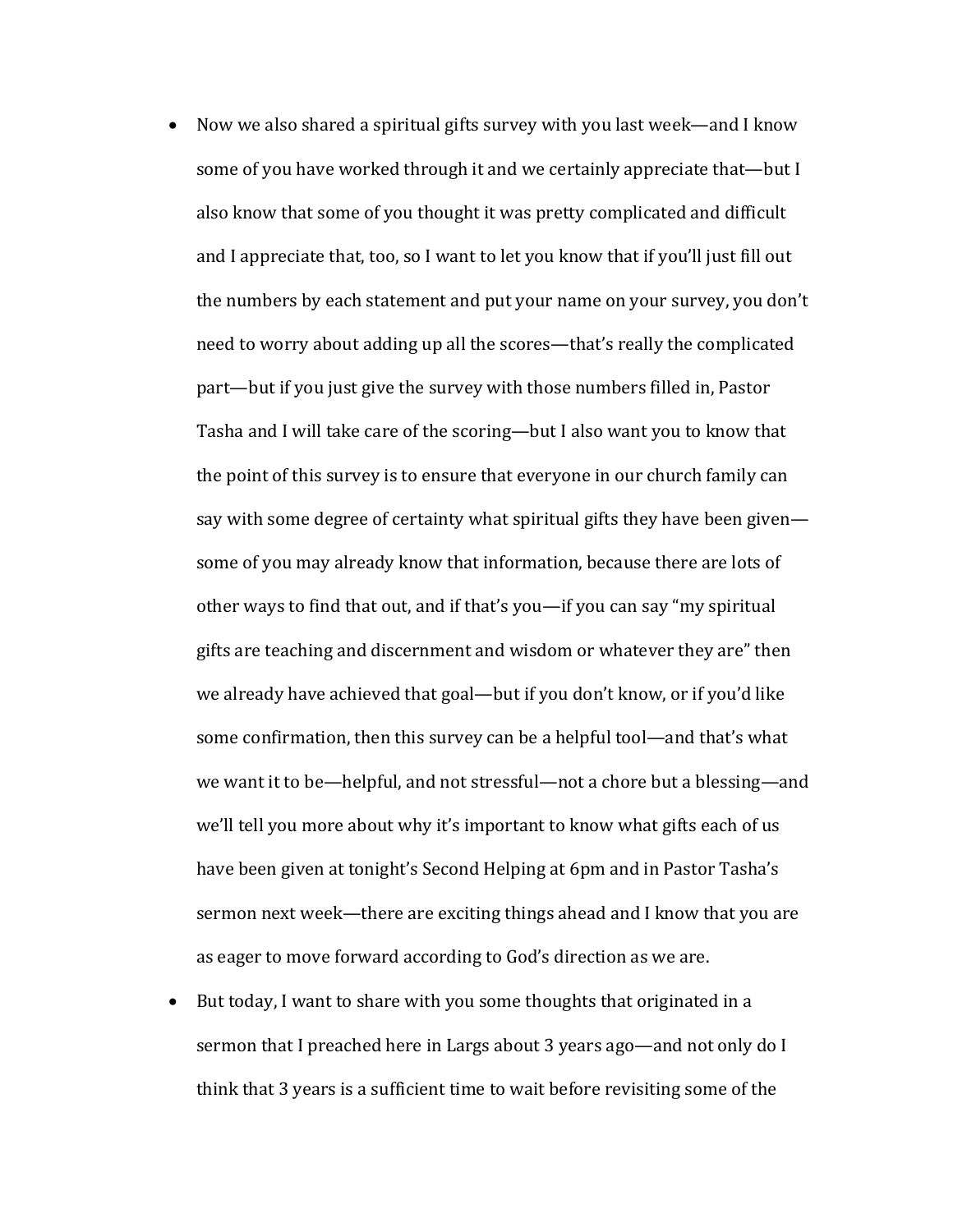- Now we also shared a spiritual gifts survey with you last week—and I know some of you have worked through it and we certainly appreciate that—but I also know that some of you thought it was pretty complicated and difficult and I appreciate that, too, so I want to let you know that if you'll just fill out the numbers by each statement and put your name on your survey, you don't need to worry about adding up all the scores—that's really the complicated part—but if you just give the survey with those numbers filled in, Pastor Tasha and I will take care of the scoring—but I also want you to know that the point of this survey is to ensure that everyone in our church family can say with some degree of certainty what spiritual gifts they have been given—some of you may already know that information, because there are lots of other ways to find that out, and if that's you—if you can say "my spiritual gifts are teaching and discernment and wisdom or whatever they are" then we already have achieved that goal—but if you don't know, or if you'd like some confirmation, then this survey can be a helpful tool—and that's what we want it to be—helpful, and not stressful—not a chore but a blessing—and we'll tell you more about why it's important to know what gifts each of us have been given at tonight's Second Helping at 6pm and in Pastor Tasha's sermon next week—there are exciting things ahead and I know that you are as eager to move forward according to God's direction as we are.
- But today, I want to share with you some thoughts that originated in a sermon that I preached here in Largs about 3 years ago—and not only do I think that 3 years is a sufficient time to wait before revisiting some of the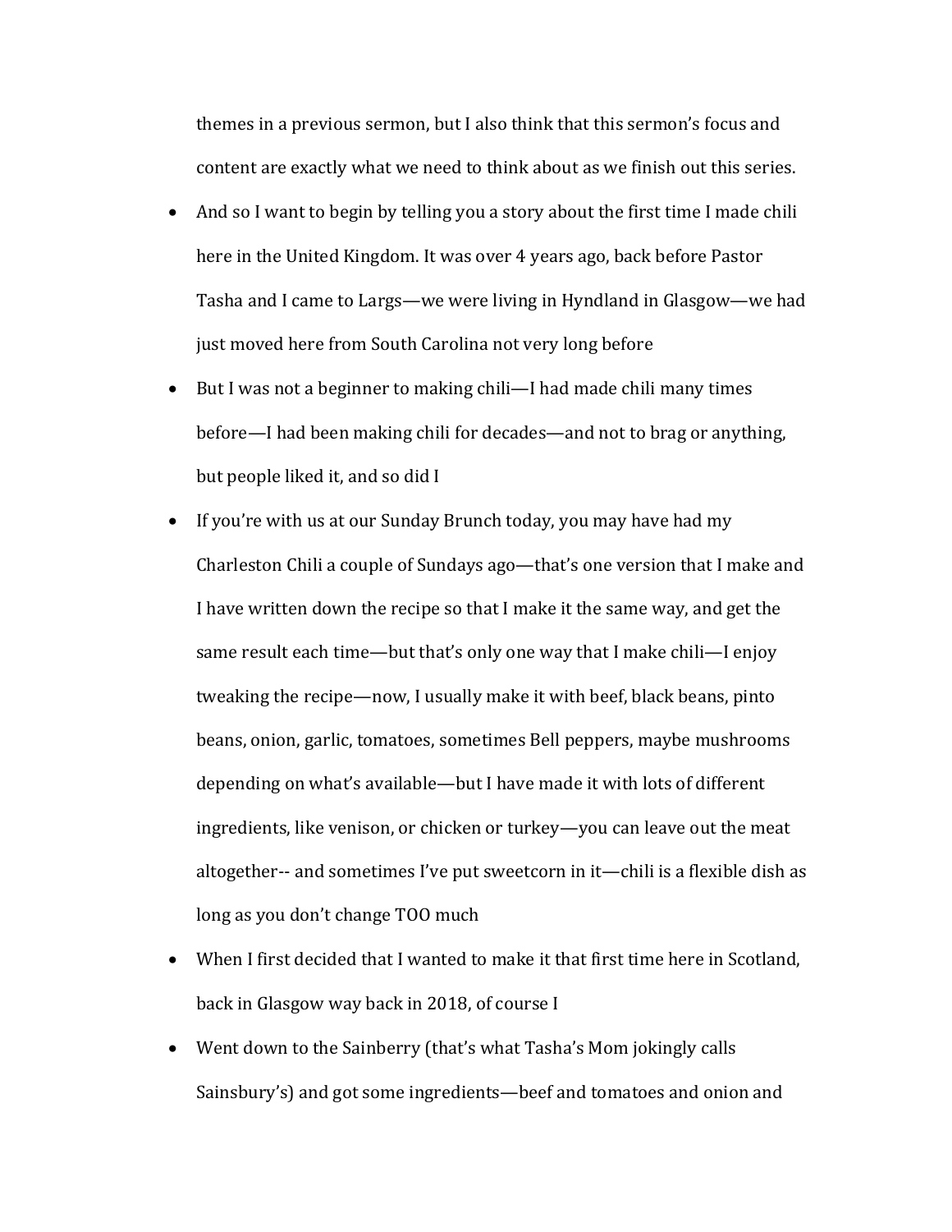themes in a previous sermon, but I also think that this sermon's focus and content are exactly what we need to think about as we finish out this series.

- And so I want to begin by telling you a story about the first time I made chili here in the United Kingdom. It was over 4 years ago, back before Pastor Tasha and I came to Largs—we were living in Hyndland in Glasgow—we had just moved here from South Carolina not very long before
- But I was not a beginner to making chili—I had made chili many times before—I had been making chili for decades—and not to brag or anything, but people liked it, and so did I
- If you're with us at our Sunday Brunch today, you may have had my Charleston Chili a couple of Sundays ago—that's one version that I make and I have written down the recipe so that I make it the same way, and get the same result each time—but that's only one way that I make chili—I enjoy tweaking the recipe—now, I usually make it with beef, black beans, pinto beans, onion, garlic, tomatoes, sometimes Bell peppers, maybe mushrooms depending on what's available—but I have made it with lots of different ingredients, like venison, or chicken or turkey—you can leave out the meat altogether-- and sometimes I've put sweetcorn in it—chili is a flexible dish as long as you don't change TOO much
- When I first decided that I wanted to make it that first time here in Scotland, back in Glasgow way back in 2018, of course I
- Went down to the Sainberry (that's what Tasha's Mom jokingly calls Sainsbury's) and got some ingredients—beef and tomatoes and onion and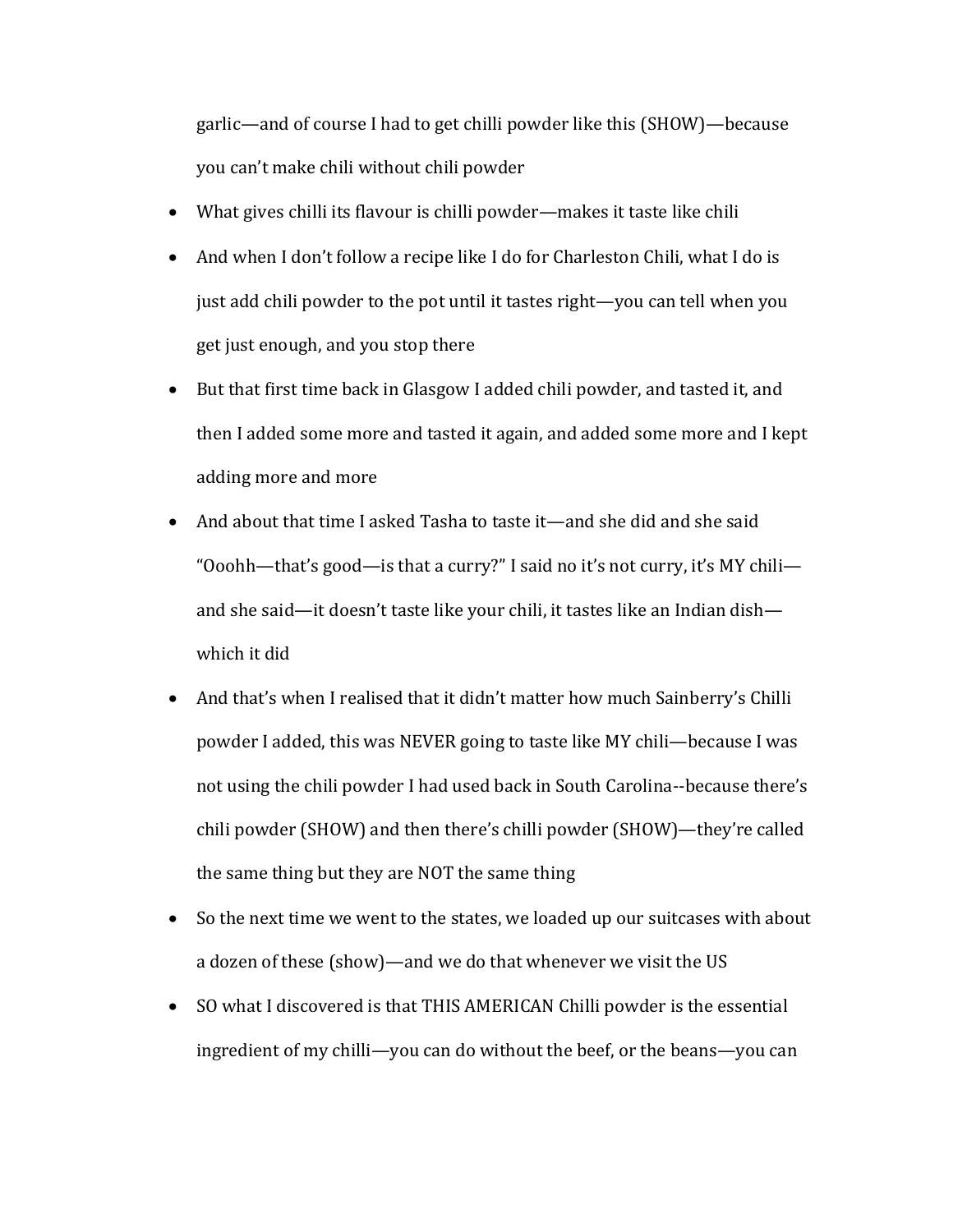garlic—and of course I had to get chilli powder like this (SHOW)—because you can't make chili without chili powder

- What gives chilli its flavour is chilli powder—makes it taste like chili
- And when I don't follow a recipe like I do for Charleston Chili, what I do is just add chili powder to the pot until it tastes right—you can tell when you get just enough, and you stop there
- But that first time back in Glasgow I added chili powder, and tasted it, and then I added some more and tasted it again, and added some more and I kept adding more and more
- And about that time I asked Tasha to taste it—and she did and she said "Ooohh—that's good—is that a curry?" I said no it's not curry, it's MY chili—and she said—it doesn't taste like your chili, it tastes like an Indian dish—which it did
- And that's when I realised that it didn't matter how much Sainberry's Chilli powder I added, this was NEVER going to taste like MY chili—because I was not using the chili powder I had used back in South Carolina--because there's chili powder (SHOW) and then there's chilli powder (SHOW)—they're called the same thing but they are NOT the same thing
- So the next time we went to the states, we loaded up our suitcases with about a dozen of these (show)—and we do that whenever we visit the US
- SO what I discovered is that THIS AMERICAN Chilli powder is the essential ingredient of my chilli—you can do without the beef, or the beans—you can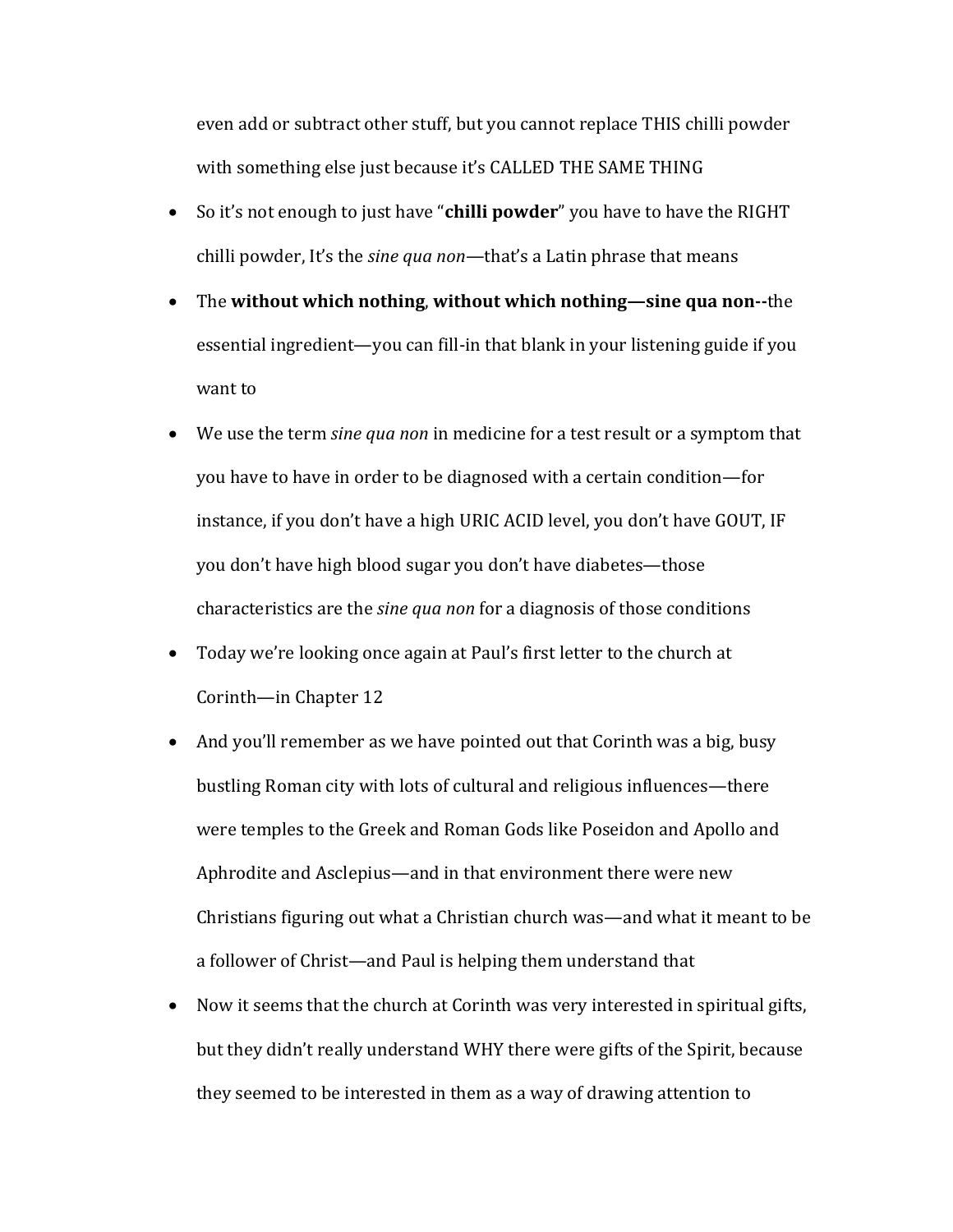even add or subtract other stuff, but you cannot replace THIS chilli powder with something else just because it's CALLED THE SAME THING

- So it's not enough to just have "**chilli powder**" you have to have the RIGHT chilli powder, It's the *sine qua non*—that's a Latin phrase that means
- The **without which nothing**, **without which nothing—sine qua non--**the essential ingredient—you can fill-in that blank in your listening guide if you want to
- We use the term *sine qua non* in medicine for a test result or a symptom that you have to have in order to be diagnosed with a certain condition—for instance, if you don't have a high URIC ACID level, you don't have GOUT, IF you don't have high blood sugar you don't have diabetes—those characteristics are the *sine qua non* for a diagnosis of those conditions
- Today we're looking once again at Paul's first letter to the church at Corinth—in Chapter 12
- And you'll remember as we have pointed out that Corinth was a big, busy bustling Roman city with lots of cultural and religious influences—there were temples to the Greek and Roman Gods like Poseidon and Apollo and Aphrodite and Asclepius—and in that environment there were new Christians figuring out what a Christian church was—and what it meant to be a follower of Christ—and Paul is helping them understand that
- Now it seems that the church at Corinth was very interested in spiritual gifts, but they didn't really understand WHY there were gifts of the Spirit, because they seemed to be interested in them as a way of drawing attention to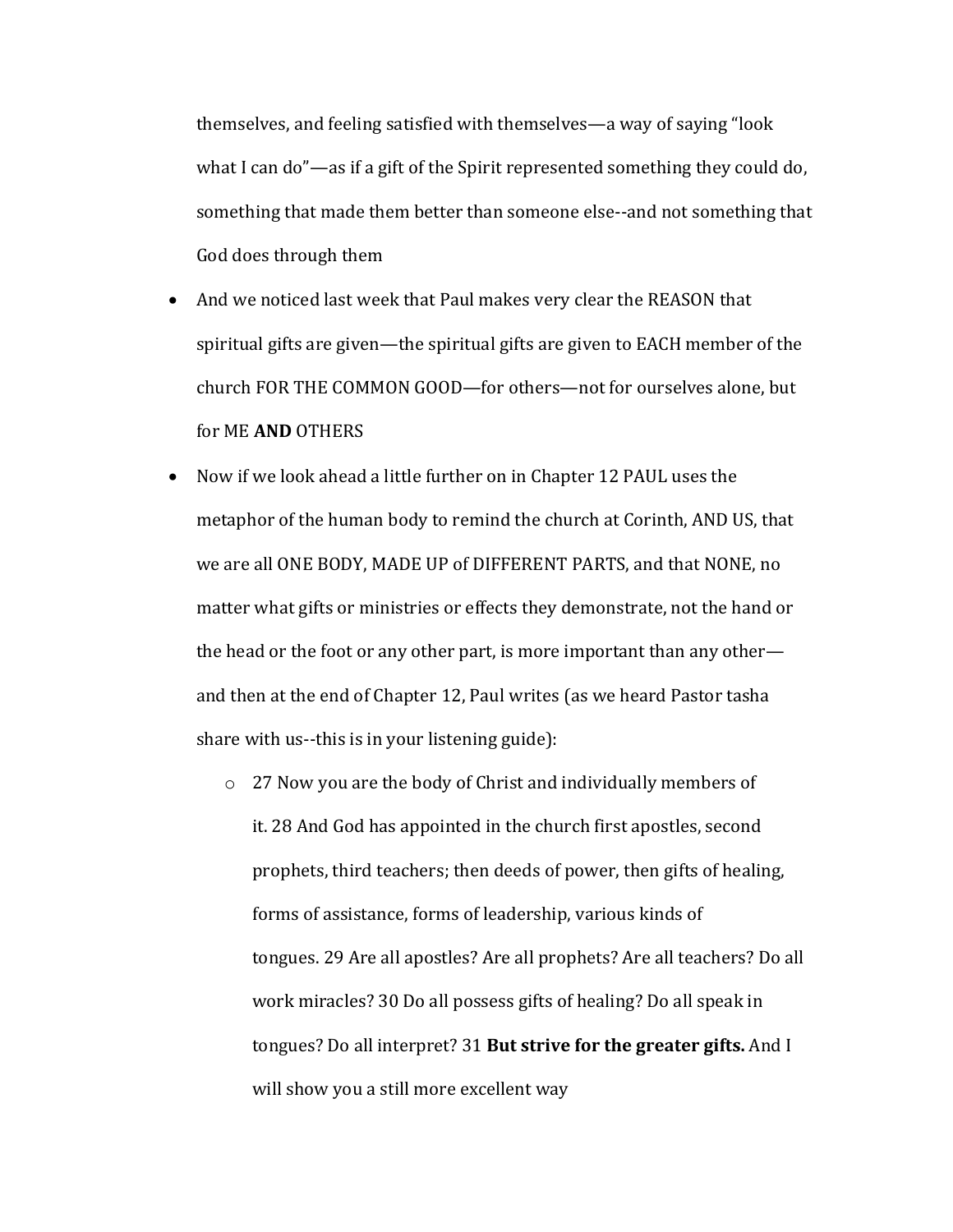themselves, and feeling satisfied with themselves—a way of saying "look what I can do"—as if a gift of the Spirit represented something they could do, something that made them better than someone else--and not something that God does through them

- And we noticed last week that Paul makes very clear the REASON that spiritual gifts are given—the spiritual gifts are given to EACH member of the church FOR THE COMMON GOOD—for others—not for ourselves alone, but for ME **AND** OTHERS
- Now if we look ahead a little further on in Chapter 12 PAUL uses the metaphor of the human body to remind the church at Corinth, AND US, that we are all ONE BODY, MADE UP of DIFFERENT PARTS, and that NONE, no matter what gifts or ministries or effects they demonstrate, not the hand or the head or the foot or any other part, is more important than any other—and then at the end of Chapter 12, Paul writes (as we heard Pastor tasha share with us--this is in your listening guide):
    - 27 Now you are the body of Christ and individually members of it. 28 And God has appointed in the church first apostles, second prophets, third teachers; then deeds of power, then gifts of healing, forms of assistance, forms of leadership, various kinds of tongues. 29 Are all apostles? Are all prophets? Are all teachers? Do all work miracles? 30 Do all possess gifts of healing? Do all speak in tongues? Do all interpret? 31 **But strive for the greater gifts.** And I will show you a still more excellent way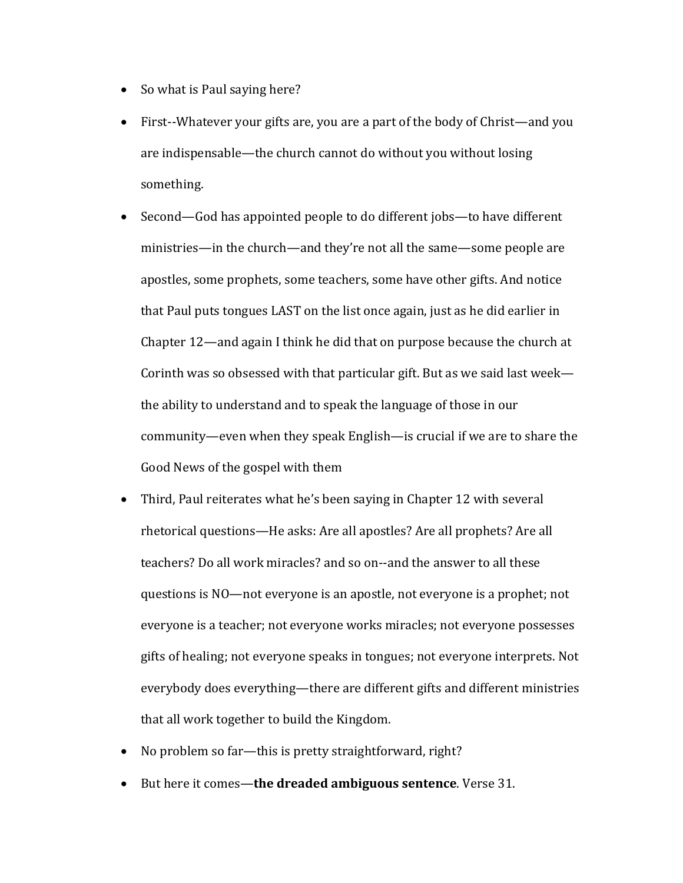- So what is Paul saying here?
- First--Whatever your gifts are, you are a part of the body of Christ—and you are indispensable—the church cannot do without you without losing something.
- Second—God has appointed people to do different jobs—to have different ministries—in the church—and they're not all the same—some people are apostles, some prophets, some teachers, some have other gifts. And notice that Paul puts tongues LAST on the list once again, just as he did earlier in Chapter 12—and again I think he did that on purpose because the church at Corinth was so obsessed with that particular gift. But as we said last week—the ability to understand and to speak the language of those in our community—even when they speak English—is crucial if we are to share the Good News of the gospel with them
- Third, Paul reiterates what he's been saying in Chapter 12 with several rhetorical questions—He asks: Are all apostles? Are all prophets? Are all teachers? Do all work miracles? and so on--and the answer to all these questions is NO—not everyone is an apostle, not everyone is a prophet; not everyone is a teacher; not everyone works miracles; not everyone possesses gifts of healing; not everyone speaks in tongues; not everyone interprets. Not everybody does everything—there are different gifts and different ministries that all work together to build the Kingdom.
- No problem so far—this is pretty straightforward, right?
- But here it comes—**the dreaded ambiguous sentence**. Verse 31.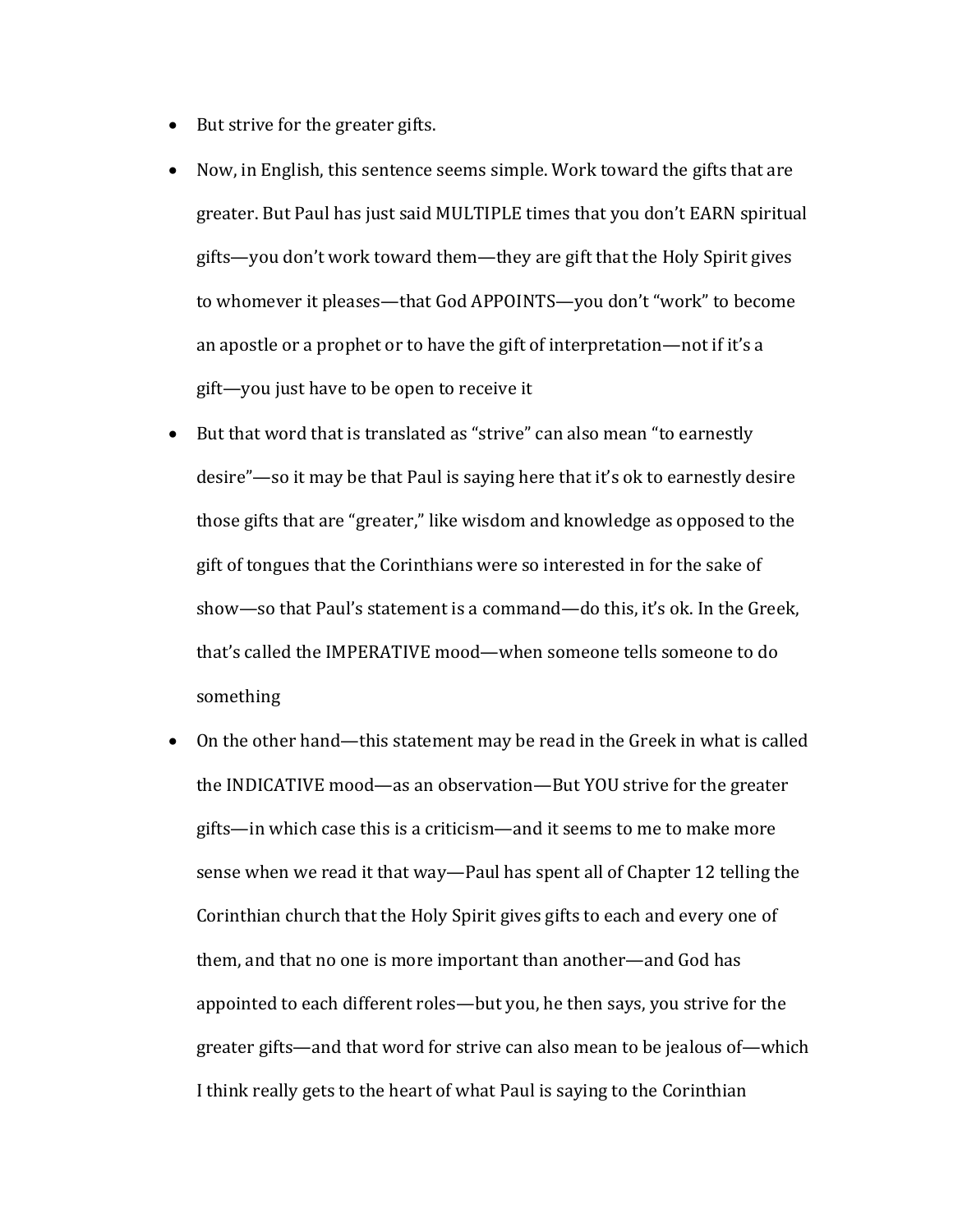- But strive for the greater gifts.
- Now, in English, this sentence seems simple. Work toward the gifts that are greater. But Paul has just said MULTIPLE times that you don't EARN spiritual gifts—you don't work toward them—they are gift that the Holy Spirit gives to whomever it pleases—that God APPOINTS—you don't "work" to become an apostle or a prophet or to have the gift of interpretation—not if it's a gift—you just have to be open to receive it
- But that word that is translated as "strive" can also mean "to earnestly desire"—so it may be that Paul is saying here that it's ok to earnestly desire those gifts that are "greater," like wisdom and knowledge as opposed to the gift of tongues that the Corinthians were so interested in for the sake of show—so that Paul's statement is a command—do this, it's ok. In the Greek, that's called the IMPERATIVE mood—when someone tells someone to do something
- On the other hand—this statement may be read in the Greek in what is called the INDICATIVE mood—as an observation—But YOU strive for the greater gifts—in which case this is a criticism—and it seems to me to make more sense when we read it that way—Paul has spent all of Chapter 12 telling the Corinthian church that the Holy Spirit gives gifts to each and every one of them, and that no one is more important than another—and God has appointed to each different roles—but you, he then says, you strive for the greater gifts—and that word for strive can also mean to be jealous of—which I think really gets to the heart of what Paul is saying to the Corinthian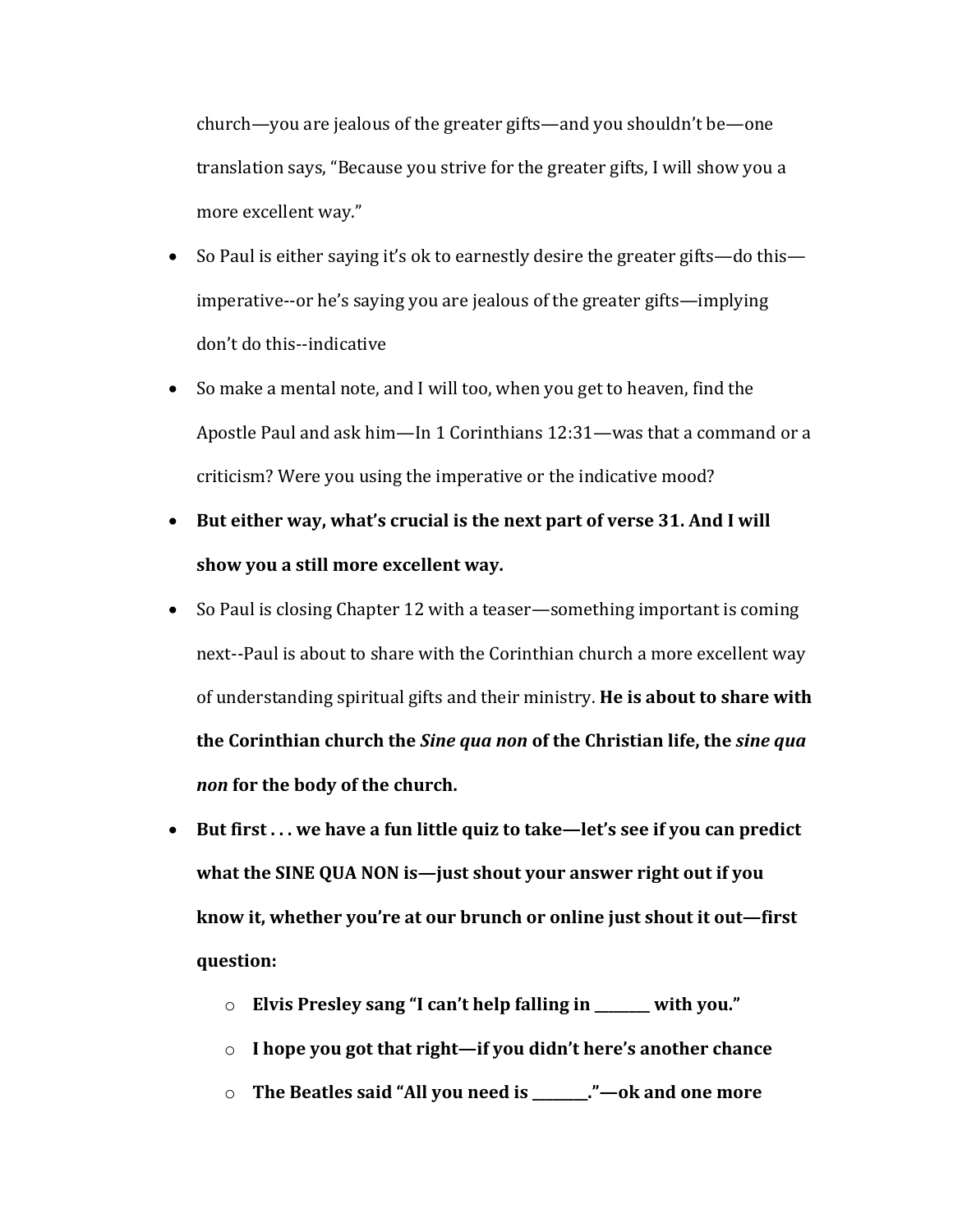church—you are jealous of the greater gifts—and you shouldn't be—one translation says, "Because you strive for the greater gifts, I will show you a more excellent way."

- So Paul is either saying it's ok to earnestly desire the greater gifts—do this—imperative--or he's saying you are jealous of the greater gifts—implying don't do this--indicative
- So make a mental note, and I will too, when you get to heaven, find the Apostle Paul and ask him—In 1 Corinthians 12:31—was that a command or a criticism? Were you using the imperative or the indicative mood?
- **But either way, what's crucial is the next part of verse 31. And I will show you a still more excellent way.**
- So Paul is closing Chapter 12 with a teaser—something important is coming next--Paul is about to share with the Corinthian church a more excellent way of understanding spiritual gifts and their ministry. **He is about to share with the Corinthian church the *Sine qua non* of the Christian life, the *sine qua non* for the body of the church.**
- **But first . . . we have a fun little quiz to take—let's see if you can predict what the SINE QUA NON is—just shout your answer right out if you know it, whether you're at our brunch or online just shout it out—first question:**
  - **Elvis Presley sang "I can't help falling in ________ with you."**
  - **I hope you got that right—if you didn't here's another chance**
  - **The Beatles said "All you need is ________."—ok and one more**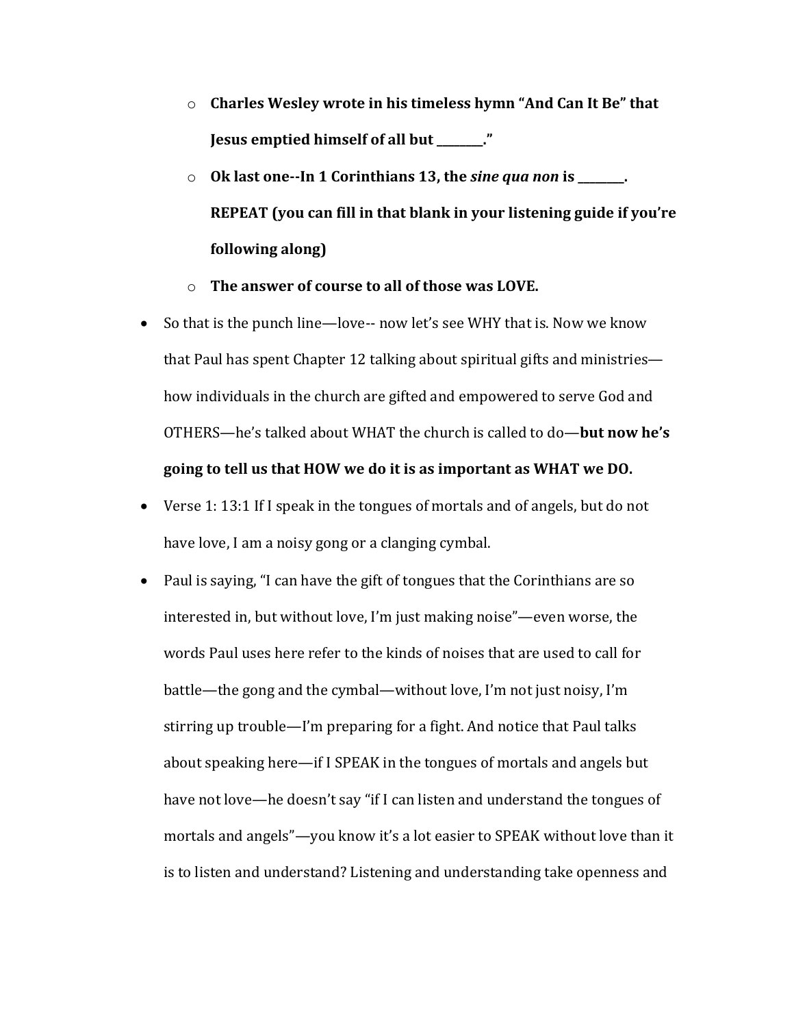- **Charles Wesley wrote in his timeless hymn "And Can It Be" that Jesus emptied himself of all but ________."**
  - **Ok last one--In 1 Corinthians 13, the *sine qua non* is ________. REPEAT (you can fill in that blank in your listening guide if you're following along)**
  - **The answer of course to all of those was LOVE.**
- So that is the punch line—love-- now let's see WHY that is. Now we know that Paul has spent Chapter 12 talking about spiritual gifts and ministries—how individuals in the church are gifted and empowered to serve God and OTHERS—he's talked about WHAT the church is called to do—**but now he's going to tell us that HOW we do it is as important as WHAT we DO.**
- Verse 1: 13:1 If I speak in the tongues of mortals and of angels, but do not have love, I am a noisy gong or a clanging cymbal.
- Paul is saying, "I can have the gift of tongues that the Corinthians are so interested in, but without love, I'm just making noise"—even worse, the words Paul uses here refer to the kinds of noises that are used to call for battle—the gong and the cymbal—without love, I'm not just noisy, I'm stirring up trouble—I'm preparing for a fight. And notice that Paul talks about speaking here—if I SPEAK in the tongues of mortals and angels but have not love—he doesn't say "if I can listen and understand the tongues of mortals and angels"—you know it's a lot easier to SPEAK without love than it is to listen and understand? Listening and understanding take openness and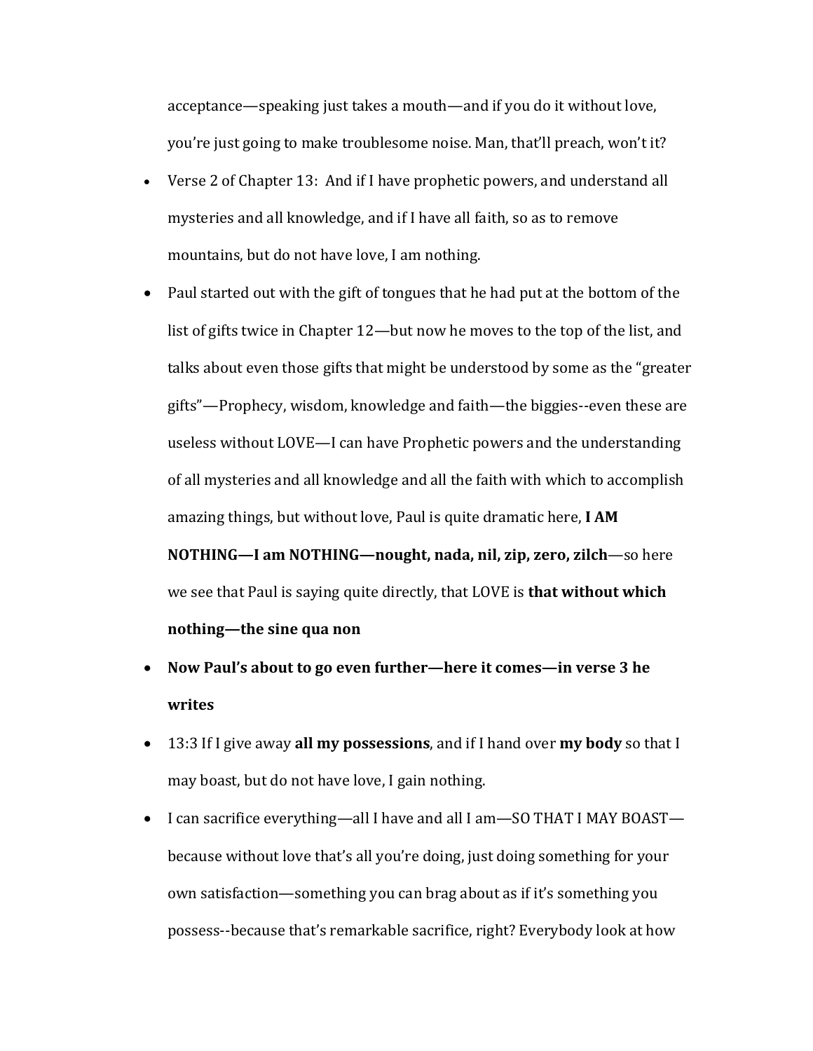acceptance—speaking just takes a mouth—and if you do it without love, you're just going to make troublesome noise. Man, that'll preach, won't it?

- Verse 2 of Chapter 13: And if I have prophetic powers, and understand all mysteries and all knowledge, and if I have all faith, so as to remove mountains, but do not have love, I am nothing.
- Paul started out with the gift of tongues that he had put at the bottom of the list of gifts twice in Chapter 12—but now he moves to the top of the list, and talks about even those gifts that might be understood by some as the "greater gifts"—Prophecy, wisdom, knowledge and faith—the biggies--even these are useless without LOVE—I can have Prophetic powers and the understanding of all mysteries and all knowledge and all the faith with which to accomplish amazing things, but without love, Paul is quite dramatic here, **I AM NOTHING—I am NOTHING—nought, nada, nil, zip, zero, zilch**—so here we see that Paul is saying quite directly, that LOVE is **that without which nothing—the sine qua non**
- **Now Paul's about to go even further—here it comes—in verse 3 he writes**
- 13:3 If I give away **all my possessions**, and if I hand over **my body** so that I may boast, but do not have love, I gain nothing.
- I can sacrifice everything—all I have and all I am—SO THAT I MAY BOAST—because without love that's all you're doing, just doing something for your own satisfaction—something you can brag about as if it's something you possess--because that's remarkable sacrifice, right? Everybody look at how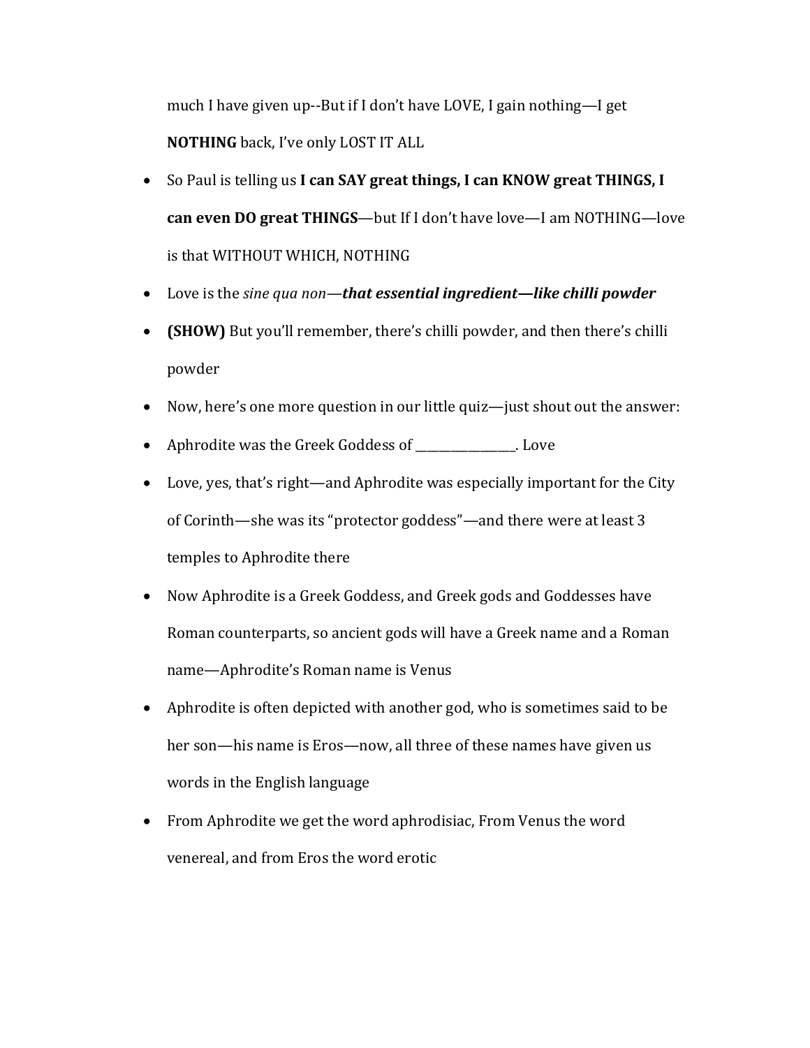much I have given up--But if I don't have LOVE, I gain nothing—I get **NOTHING** back, I've only LOST IT ALL

- So Paul is telling us **I can SAY great things, I can KNOW great THINGS, I can even DO great THINGS**—but If I don't have love—I am NOTHING—love is that WITHOUT WHICH, NOTHING
- Love is the *sine qua non*—***that essential ingredient—like chilli powder***
- **(SHOW)** But you'll remember, there's chilli powder, and then there's chilli powder
- Now, here's one more question in our little quiz—just shout out the answer:
- Aphrodite was the Greek Goddess of ________________. Love
- Love, yes, that's right—and Aphrodite was especially important for the City of Corinth—she was its "protector goddess"—and there were at least 3 temples to Aphrodite there
- Now Aphrodite is a Greek Goddess, and Greek gods and Goddesses have Roman counterparts, so ancient gods will have a Greek name and a Roman name—Aphrodite's Roman name is Venus
- Aphrodite is often depicted with another god, who is sometimes said to be her son—his name is Eros—now, all three of these names have given us words in the English language
- From Aphrodite we get the word aphrodisiac, From Venus the word venereal, and from Eros the word erotic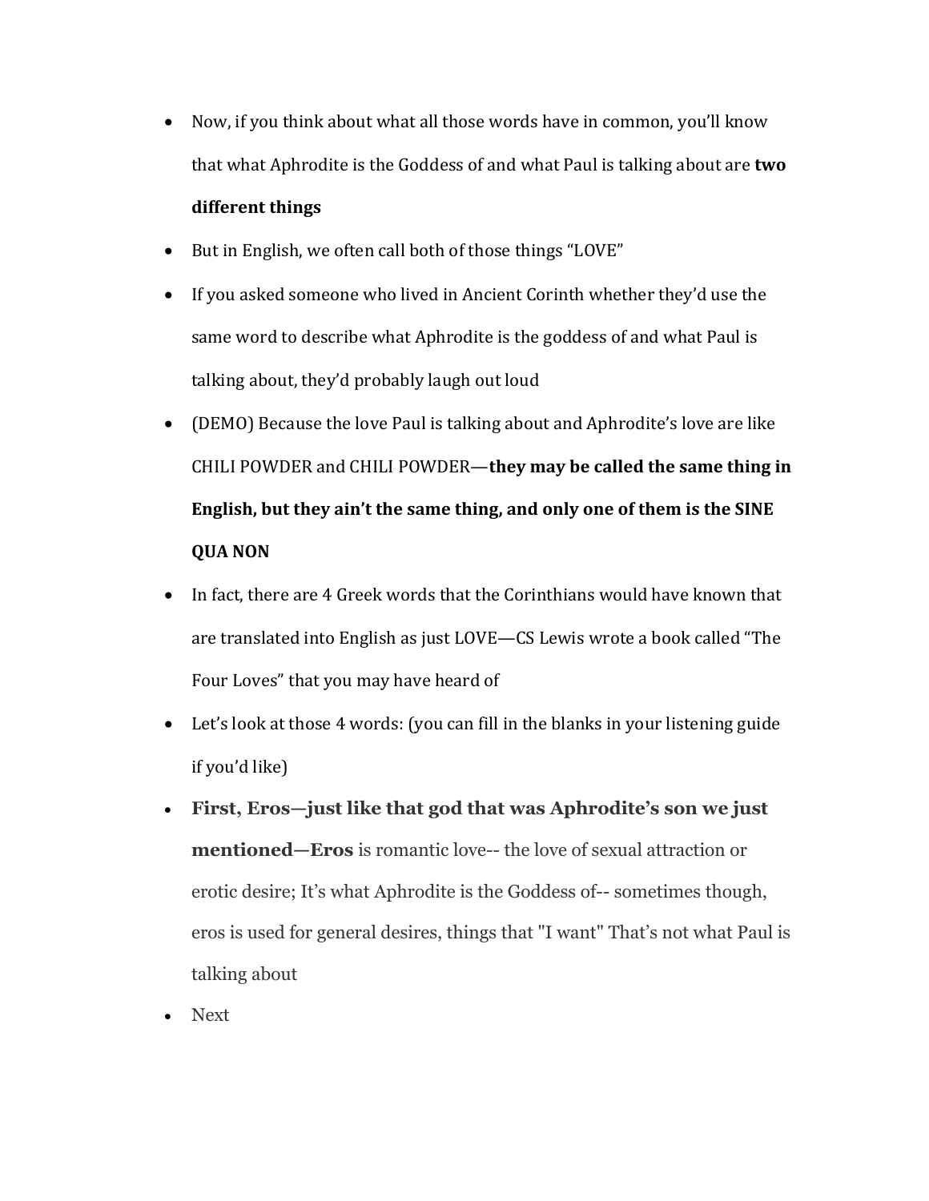- Now, if you think about what all those words have in common, you'll know that what Aphrodite is the Goddess of and what Paul is talking about are **two different things**
- But in English, we often call both of those things "LOVE"
- If you asked someone who lived in Ancient Corinth whether they'd use the same word to describe what Aphrodite is the goddess of and what Paul is talking about, they'd probably laugh out loud
- (DEMO) Because the love Paul is talking about and Aphrodite's love are like CHILI POWDER and CHILI POWDER—**they may be called the same thing in English, but they ain't the same thing, and only one of them is the SINE QUA NON**
- In fact, there are 4 Greek words that the Corinthians would have known that are translated into English as just LOVE—CS Lewis wrote a book called "The Four Loves" that you may have heard of
- Let's look at those 4 words: (you can fill in the blanks in your listening guide if you'd like)
- **First, Eros—just like that god that was Aphrodite's son we just mentioned—Eros** is romantic love-- the love of sexual attraction or erotic desire; It's what Aphrodite is the Goddess of-- sometimes though, eros is used for general desires, things that "I want" That's not what Paul is talking about
- Next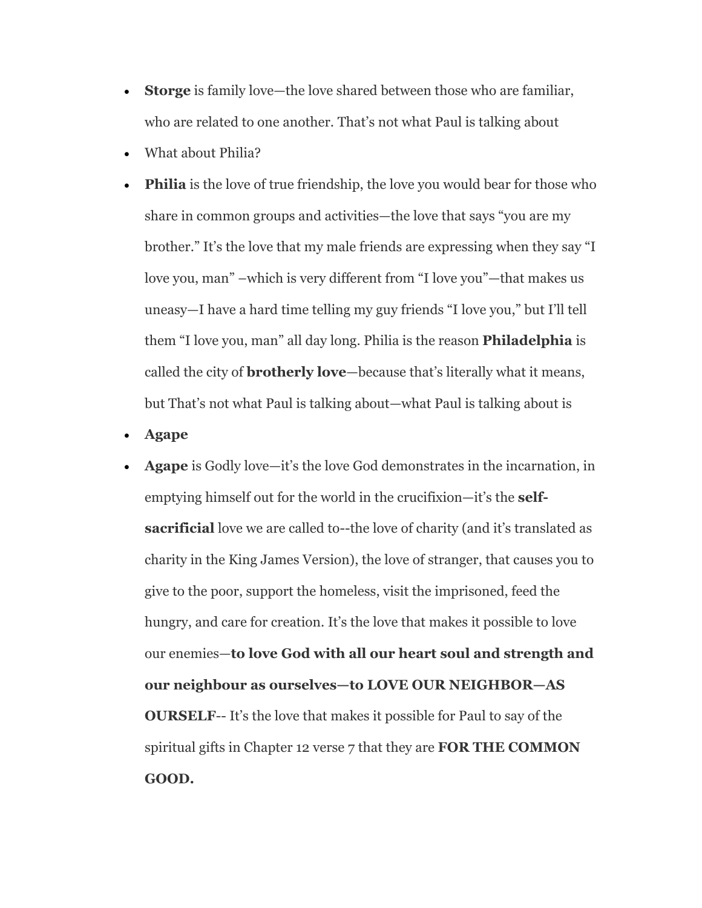- **Storge** is family love—the love shared between those who are familiar, who are related to one another. That's not what Paul is talking about
- What about Philia?
- **Philia** is the love of true friendship, the love you would bear for those who share in common groups and activities—the love that says "you are my brother." It's the love that my male friends are expressing when they say "I love you, man" –which is very different from "I love you"—that makes us uneasy—I have a hard time telling my guy friends "I love you," but I'll tell them "I love you, man" all day long. Philia is the reason **Philadelphia** is called the city of **brotherly love**—because that's literally what it means, but That's not what Paul is talking about—what Paul is talking about is
- **Agape**
- **Agape** is Godly love—it's the love God demonstrates in the incarnation, in emptying himself out for the world in the crucifixion—it's the **self-sacrificial** love we are called to--the love of charity (and it's translated as charity in the King James Version), the love of stranger, that causes you to give to the poor, support the homeless, visit the imprisoned, feed the hungry, and care for creation. It's the love that makes it possible to love our enemies—**to love God with all our heart soul and strength and our neighbour as ourselves—to LOVE OUR NEIGHBOR—AS OURSELF**-- It's the love that makes it possible for Paul to say of the spiritual gifts in Chapter 12 verse 7 that they are **FOR THE COMMON GOOD.**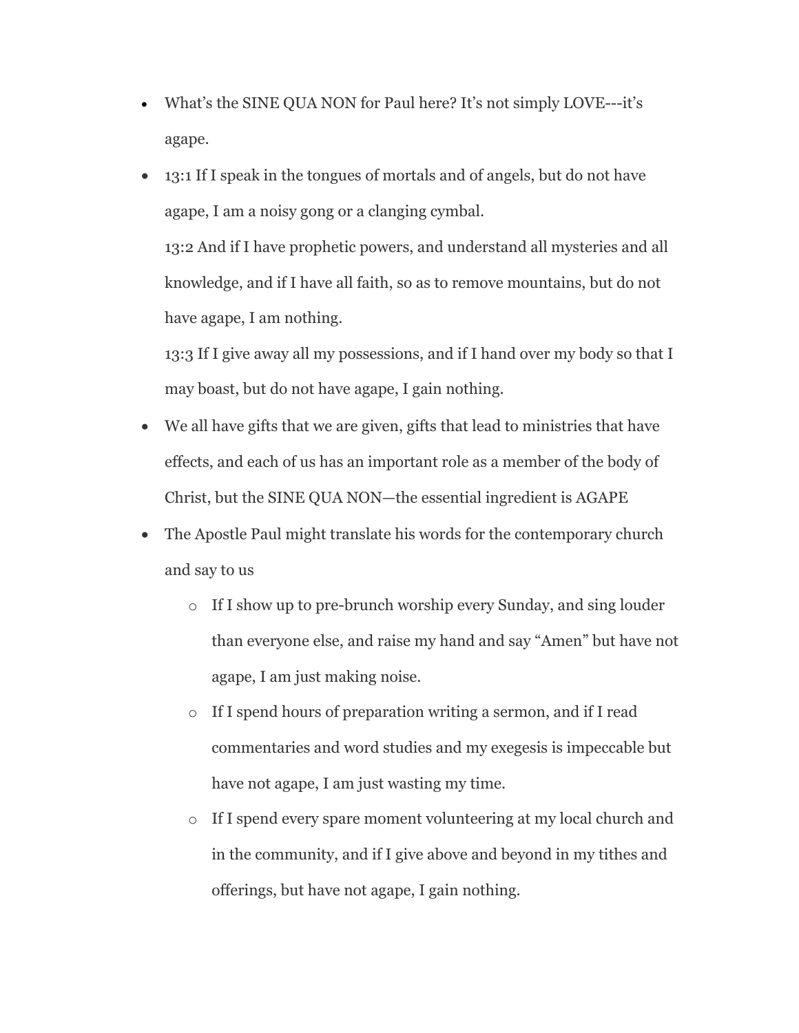- What's the SINE QUA NON for Paul here? It's not simply LOVE---it's agape.
- 13:1 If I speak in the tongues of mortals and of angels, but do not have agape, I am a noisy gong or a clanging cymbal.
  13:2 And if I have prophetic powers, and understand all mysteries and all knowledge, and if I have all faith, so as to remove mountains, but do not have agape, I am nothing.
  13:3 If I give away all my possessions, and if I hand over my body so that I may boast, but do not have agape, I gain nothing.
- We all have gifts that we are given, gifts that lead to ministries that have effects, and each of us has an important role as a member of the body of Christ, but the SINE QUA NON—the essential ingredient is AGAPE
- The Apostle Paul might translate his words for the contemporary church and say to us
  - If I show up to pre-brunch worship every Sunday, and sing louder than everyone else, and raise my hand and say "Amen" but have not agape, I am just making noise.
  - If I spend hours of preparation writing a sermon, and if I read commentaries and word studies and my exegesis is impeccable but have not agape, I am just wasting my time.
  - If I spend every spare moment volunteering at my local church and in the community, and if I give above and beyond in my tithes and offerings, but have not agape, I gain nothing.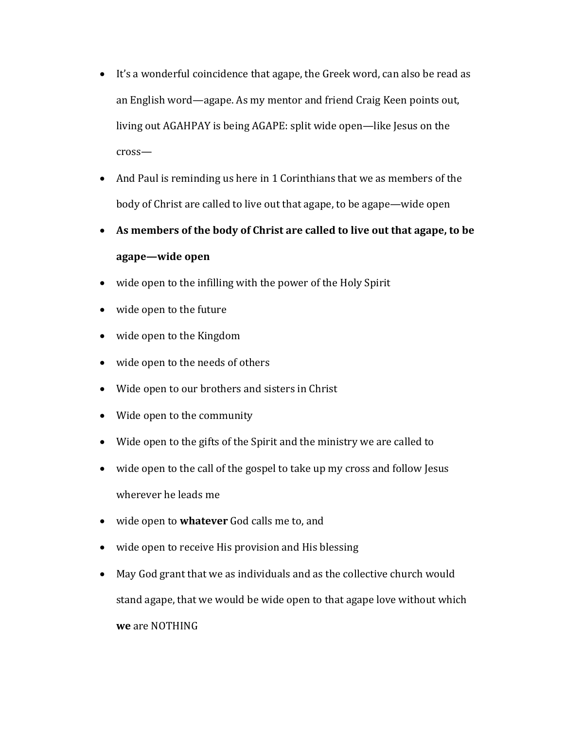- It's a wonderful coincidence that agape, the Greek word, can also be read as an English word—agape. As my mentor and friend Craig Keen points out, living out AGAHPAY is being AGAPE: split wide open—like Jesus on the cross—
- And Paul is reminding us here in 1 Corinthians that we as members of the body of Christ are called to live out that agape, to be agape—wide open
- **As members of the body of Christ are called to live out that agape, to be agape—wide open**
- wide open to the infilling with the power of the Holy Spirit
- wide open to the future
- wide open to the Kingdom
- wide open to the needs of others
- Wide open to our brothers and sisters in Christ
- Wide open to the community
- Wide open to the gifts of the Spirit and the ministry we are called to
- wide open to the call of the gospel to take up my cross and follow Jesus wherever he leads me
- wide open to **whatever** God calls me to, and
- wide open to receive His provision and His blessing
- May God grant that we as individuals and as the collective church would stand agape, that we would be wide open to that agape love without which **we** are NOTHING